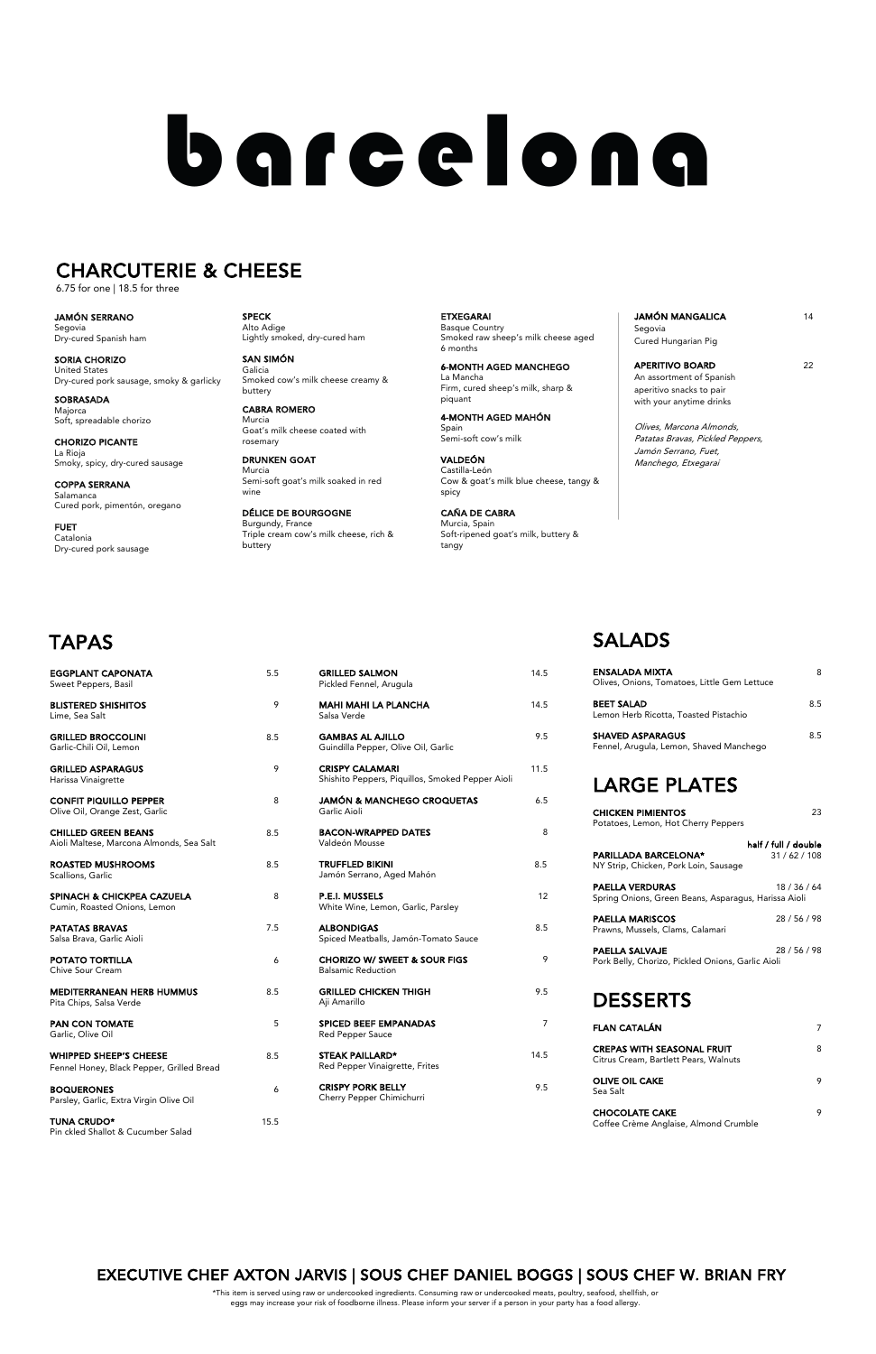# barcelona

## CHARCUTERIE & CHEESE

6.75 for one | 18.5 for three

**JAMÓN SERRANO**
Segovia
Dry-cured Spanish ham

**SORIA CHORIZO**
United States
Dry-cured pork sausage, smoky & garlicky

**SOBRASADA**
Majorca
Soft, spreadable chorizo

**CHORIZO PICANTE**
La Rioja
Smoky, spicy, dry-cured sausage

**COPPA SERRANA**
Salamanca
Cured pork, pimentón, oregano

**FUET**
Catalonia
Dry-cured pork sausage

**SPECK**
Alto Adige
Lightly smoked, dry-cured ham

**SAN SIMÓN**
Galicia
Smoked cow's milk cheese creamy & buttery

**CABRA ROMERO**
Murcia
Goat's milk cheese coated with rosemary

**DRUNKEN GOAT**
Murcia
Semi-soft goat's milk soaked in red wine

**DÉLICE DE BOURGOGNE**
Burgundy, France
Triple cream cow's milk cheese, rich & buttery

**ETXEGARAI**
Basque Country
Smoked raw sheep's milk cheese aged 6 months

**6-MONTH AGED MANCHEGO**
La Mancha
Firm, cured sheep's milk, sharp & piquant

**4-MONTH AGED MAHÓN**
Spain
Semi-soft cow's milk

**VALDEÓN**
Castilla-León
Cow & goat's milk blue cheese, tangy & spicy

**CAÑA DE CABRA**
Murcia, Spain
Soft-ripened goat's milk, buttery & tangy

**JAMÓN MANGALICA** 14
Segovia
Cured Hungarian Pig

**APERITIVO BOARD** 22
An assortment of Spanish aperitivo snacks to pair with your anytime drinks

*Olives, Marcona Almonds, Patatas Bravas, Pickled Peppers, Jamón Serrano, Fuet, Manchego, Etxegarai*

## TAPAS

**EGGPLANT CAPONATA** 5.5
Sweet Peppers, Basil

**BLISTERED SHISHITOS** 9
Lime, Sea Salt

**GRILLED BROCCOLINI** 8.5
Garlic-Chili Oil, Lemon

**GRILLED ASPARAGUS** 9
Harissa Vinaigrette

**CONFIT PIQUILLO PEPPER** 8
Olive Oil, Orange Zest, Garlic

**CHILLED GREEN BEANS** 8.5
Aioli Maltese, Marcona Almonds, Sea Salt

**ROASTED MUSHROOMS** 8.5
Scallions, Garlic

**SPINACH & CHICKPEA CAZUELA** 8
Cumin, Roasted Onions, Lemon

**PATATAS BRAVAS** 7.5
Salsa Brava, Garlic Aioli

**POTATO TORTILLA** 6
Chive Sour Cream

**MEDITERRANEAN HERB HUMMUS** 8.5
Pita Chips, Salsa Verde

**PAN CON TOMATE** 5
Garlic, Olive Oil

**WHIPPED SHEEP'S CHEESE** 8.5
Fennel Honey, Black Pepper, Grilled Bread

**BOQUERONES** 6
Parsley, Garlic, Extra Virgin Olive Oil

**TUNA CRUDO*** 15.5
Pin ckled Shallot & Cucumber Salad

**GRILLED SALMON** 14.5
Pickled Fennel, Arugula

**MAHI MAHI LA PLANCHA** 14.5
Salsa Verde

**GAMBAS AL AJILLO** 9.5
Guindilla Pepper, Olive Oil, Garlic

**CRISPY CALAMARI** 11.5
Shishito Peppers, Piquillos, Smoked Pepper Aioli

**JAMÓN & MANCHEGO CROQUETAS** 6.5
Garlic Aioli

**BACON-WRAPPED DATES** 8
Valdeón Mousse

**TRUFFLED BIKINI** 8.5
Jamón Serrano, Aged Mahón

**P.E.I. MUSSELS** 12
White Wine, Lemon, Garlic, Parsley

**ALBONDIGAS** 8.5
Spiced Meatballs, Jamón-Tomato Sauce

**CHORIZO W/ SWEET & SOUR FIGS** 9
Balsamic Reduction

**GRILLED CHICKEN THIGH** 9.5
Aji Amarillo

**SPICED BEEF EMPANADAS** 7
Red Pepper Sauce

**STEAK PAILLARD*** 14.5
Red Pepper Vinaigrette, Frites

**CRISPY PORK BELLY** 9.5
Cherry Pepper Chimichurri

## SALADS

**ENSALADA MIXTA** 8
Olives, Onions, Tomatoes, Little Gem Lettuce

**BEET SALAD** 8.5
Lemon Herb Ricotta, Toasted Pistachio

**SHAVED ASPARAGUS** 8.5
Fennel, Arugula, Lemon, Shaved Manchego

## LARGE PLATES

**CHICKEN PIMIENTOS** 23
Potatoes, Lemon, Hot Cherry Peppers

half / full / double

**PARILLADA BARCELONA*** 31 / 62 / 108
NY Strip, Chicken, Pork Loin, Sausage

**PAELLA VERDURAS** 18 / 36 / 64
Spring Onions, Green Beans, Asparagus, Harissa Aioli

**PAELLA MARISCOS** 28 / 56 / 98
Prawns, Mussels, Clams, Calamari

**PAELLA SALVAJE** 28 / 56 / 98
Pork Belly, Chorizo, Pickled Onions, Garlic Aioli

## DESSERTS

**FLAN CATALÁN** 7

**CREPAS WITH SEASONAL FRUIT** 8
Citrus Cream, Bartlett Pears, Walnuts

**OLIVE OIL CAKE** 9
Sea Salt

**CHOCOLATE CAKE** 9
Coffee Crème Anglaise, Almond Crumble

EXECUTIVE CHEF AXTON JARVIS | SOUS CHEF DANIEL BOGGS | SOUS CHEF W. BRIAN FRY

*This item is served using raw or undercooked ingredients. Consuming raw or undercooked meats, poultry, seafood, shellfish, or eggs may increase your risk of foodborne illness. Please inform your server if a person in your party has a food allergy.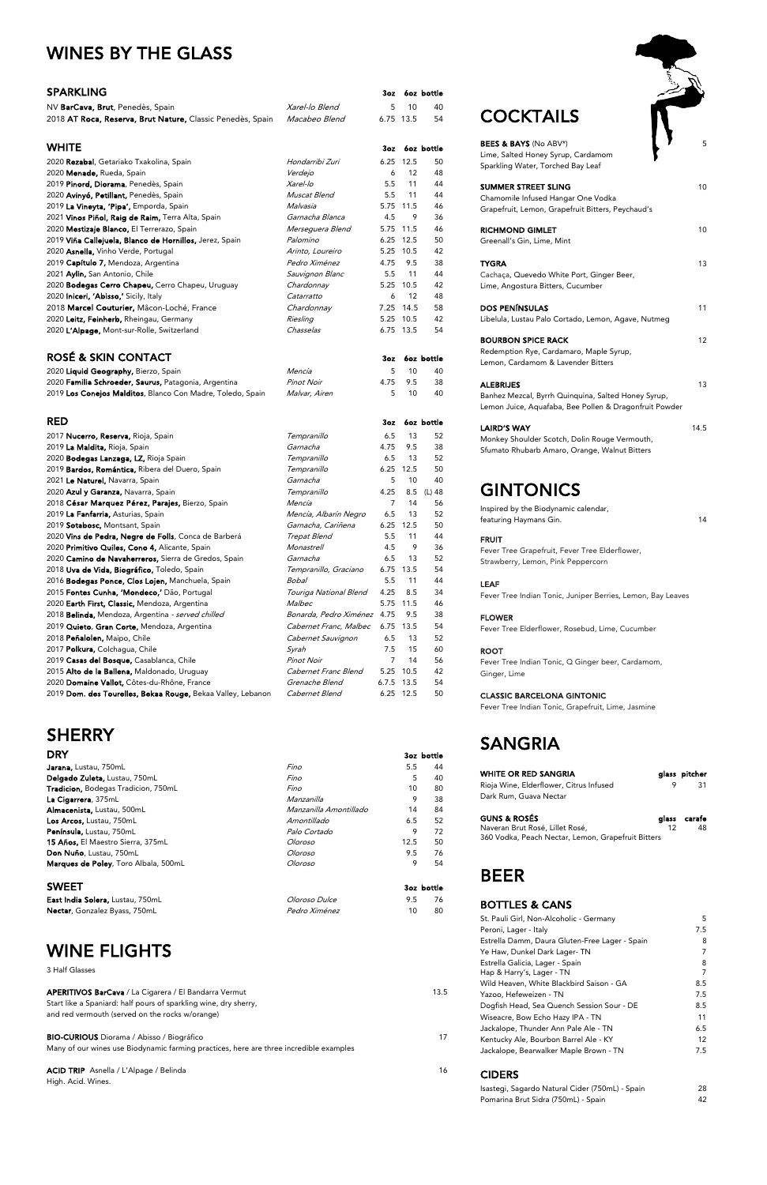# WINES BY THE GLASS

## SPARKLING

| | | 3oz | 6oz | bottle |
|---|---|---|---|---|
| NV **BarCava, Brut**, Penedès, Spain | *Xarel-lo Blend* | 5 | 10 | 40 |
| 2018 **AT Roca, Reserva, Brut Nature,** Classic Penedès, Spain | *Macabeo Blend* | 6.75 | 13.5 | 54 |

## WHITE

| | | 3oz | 6oz | bottle |
|---|---|---|---|---|
| 2020 **Rezabal**, Getariako Txakolina, Spain | *Hondarribi Zuri* | 6.25 | 12.5 | 50 |
| 2020 **Menade,** Rueda, Spain | *Verdejo* | 6 | 12 | 48 |
| 2019 **Pinord, Diorama**, Penedès, Spain | *Xarel-lo* | 5.5 | 11 | 44 |
| 2020 **Avinyó, Petillant,** Penedès, Spain | *Muscat Blend* | 5.5 | 11 | 44 |
| 2019 **La Vineyta, 'Pipa',** Emporda, Spain | *Malvasia* | 5.75 | 11.5 | 46 |
| 2021 **Vinos Piñol, Raig de Raim,** Terra Alta, Spain | *Garnacha Blanca* | 4.5 | 9 | 36 |
| 2020 **Mestizaje Blanco,** El Terrerazo, Spain | *Merseguera Blend* | 5.75 | 11.5 | 46 |
| 2019 **Viña Callejuela, Blanco de Hornillos,** Jerez, Spain | *Palomino* | 6.25 | 12.5 | 50 |
| 2020 **Asnella,** Vinho Verde, Portugal | *Arinto, Loureiro* | 5.25 | 10.5 | 42 |
| 2019 **Capítulo 7,** Mendoza, Argentina | *Pedro Ximénez* | 4.75 | 9.5 | 38 |
| 2021 **Aylin,** San Antonio, Chile | *Sauvignon Blanc* | 5.5 | 11 | 44 |
| 2020 **Bodegas Cerro Chapeu,** Cerro Chapeu, Uruguay | *Chardonnay* | 5.25 | 10.5 | 42 |
| 2020 **Iniceri, 'Abisso,'** Sicily, Italy | *Catarratto* | 6 | 12 | 48 |
| 2018 **Marcel Couturier,** Mâcon-Loché, France | *Chardonnay* | 7.25 | 14.5 | 58 |
| 2020 **Leitz, Feinherb,** Rheingau, Germany | *Riesling* | 5.25 | 10.5 | 42 |
| 2020 **L'Alpage,** Mont-sur-Rolle, Switzerland | *Chasselas* | 6.75 | 13.5 | 54 |

## ROSÉ & SKIN CONTACT

| | | 3oz | 6oz | bottle |
|---|---|---|---|---|
| 2020 **Liquid Geography,** Bierzo, Spain | *Mencía* | 5 | 10 | 40 |
| 2020 **Familia Schroeder, Saurus,** Patagonia, Argentina | *Pinot Noir* | 4.75 | 9.5 | 38 |
| 2019 **Los Conejos Malditos**, Blanco Con Madre, Toledo, Spain | *Malvar, Airen* | 5 | 10 | 40 |

## RED

| | | 3oz | 6oz | bottle |
|---|---|---|---|---|
| 2017 **Nucerro, Reserva,** Rioja, Spain | *Tempranillo* | 6.5 | 13 | 52 |
| 2019 **La Maldita,** Rioja, Spain | *Garnacha* | 4.75 | 9.5 | 38 |
| 2020 **Bodegas Lanzaga, LZ,** Rioja Spain | *Tempranillo* | 6.5 | 13 | 52 |
| 2019 **Bardos, Romántica,** Ribera del Duero, Spain | *Tempranillo* | 6.25 | 12.5 | 50 |
| 2021 **Le Naturel,** Navarra, Spain | *Garnacha* | 5 | 10 | 40 |
| 2020 **Azul y Garanza,** Navarra, Spain | *Tempranillo* | 4.25 | 8.5 | (L) 48 |
| 2018 **César Marquez Pérez, Parajes,** Bierzo, Spain | *Mencía* | 7 | 14 | 56 |
| 2019 **La Fanfarria,** Asturias, Spain | *Mencía, Albarín Negro* | 6.5 | 13 | 52 |
| 2019 **Sotabosc,** Montsant, Spain | *Garnacha, Cariñena* | 6.25 | 12.5 | 50 |
| 2020 **Vins de Pedra, Negre de Folls,** Conca de Barberá | *Trepat Blend* | 5.5 | 11 | 44 |
| 2020 **Primitivo Quiles, Cono 4,** Alicante, Spain | *Monastrell* | 4.5 | 9 | 36 |
| 2020 **Camino de Navaherreros,** Sierra de Gredos, Spain | *Garnacha* | 6.5 | 13 | 52 |
| 2018 **Uva de Vida, Biográfico,** Toledo, Spain | *Tempranillo, Graciano* | 6.75 | 13.5 | 54 |
| 2016 **Bodegas Ponce, Clos Lojen,** Manchuela, Spain | *Bobal* | 5.5 | 11 | 44 |
| 2015 **Fontes Cunha, 'Mondeco,'** Dão, Portugal | *Touriga National Blend* | 4.25 | 8.5 | 34 |
| 2020 **Earth First, Classic,** Mendoza, Argentina | *Malbec* | 5.75 | 11.5 | 46 |
| 2018 **Belinda,** Mendoza, Argentina - *served chilled* | *Bonarda, Pedro Ximénez* | 4.75 | 9.5 | 38 |
| 2019 **Quieto. Gran Corte,** Mendoza, Argentina | *Cabernet Franc, Malbec* | 6.75 | 13.5 | 54 |
| 2018 **Peñalolen,** Maipo, Chile | *Cabernet Sauvignon* | 6.5 | 13 | 52 |
| 2017 **Polkura,** Colchagua, Chile | *Syrah* | 7.5 | 15 | 60 |
| 2019 **Casas del Bosque,** Casablanca, Chile | *Pinot Noir* | 7 | 14 | 56 |
| 2015 **Alto de la Ballena,** Maldonado, Uruguay | *Cabernet Franc Blend* | 5.25 | 10.5 | 42 |
| 2020 **Domaine Vallot,** Côtes-du-Rhône, France | *Grenache Blend* | 6.75 | 13.5 | 54 |
| 2019 **Dom. des Tourelles, Bekaa Rouge,** Bekaa Valley, Lebanon | *Cabernet Blend* | 6.25 | 12.5 | 50 |

# SHERRY

## DRY

| | | 3oz | bottle |
|---|---|---|---|
| **Jarana,** Lustau, 750mL | *Fino* | 5.5 | 44 |
| **Delgado Zuleta,** Lustau, 750mL | *Fino* | 5 | 40 |
| **Tradicion,** Bodegas Tradicion, 750mL | *Fino* | 10 | 80 |
| **La Cigarrera**, 375mL | *Manzanilla* | 9 | 38 |
| **Almacenista,** Lustau, 500mL | *Manzanilla Amontillado* | 14 | 84 |
| **Los Arcos,** Lustau, 750mL | *Amontillado* | 6.5 | 52 |
| **Península,** Lustau, 750mL | *Palo Cortado* | 9 | 72 |
| **15 Años,** El Maestro Sierra, 375mL | *Oloroso* | 12.5 | 50 |
| **Don Nuño**, Lustau, 750mL | *Oloroso* | 9.5 | 76 |
| **Marques de Poley**, Toro Albala, 500mL | *Oloroso* | 9 | 54 |

## SWEET

| | | 3oz | bottle |
|---|---|---|---|
| **East India Solera,** Lustau, 750mL | *Oloroso Dulce* | 9.5 | 76 |
| **Nectar**, Gonzalez Byass, 750mL | *Pedro Ximénez* | 10 | 80 |

# WINE FLIGHTS

3 Half Glasses

**APERITIVOS BarCava** / La Cigarera / El Bandarra Vermut — 13.5
Start like a Spaniard: half pours of sparkling wine, dry sherry, and red vermouth (served on the rocks w/orange)

**BIO-CURIOUS** Diorama / Abisso / Biográfico — 17
Many of our wines use Biodynamic farming practices, here are three incredible examples

**ACID TRIP** Asnella / L'Alpage / Belinda — 16
High. Acid. Wines.

# COCKTAILS

**BEES & BAYS** (No ABV*) — 5
Lime, Salted Honey Syrup, Cardamom Sparkling Water, Torched Bay Leaf

**SUMMER STREET SLING** — 10
Chamomile Infused Hangar One Vodka Grapefruit, Lemon, Grapefruit Bitters, Peychaud's

**RICHMOND GIMLET** — 10
Greenall's Gin, Lime, Mint

**TYGRA** — 13
Cachaça, Quevedo White Port, Ginger Beer, Lime, Angostura Bitters, Cucumber

**DOS PENÍNSULAS** — 11
Libelula, Lustau Palo Cortado, Lemon, Agave, Nutmeg

**BOURBON SPICE RACK** — 12
Redemption Rye, Cardamaro, Maple Syrup, Lemon, Cardamom & Lavender Bitters

**ALEBRIJES** — 13
Banhez Mezcal, Byrrh Quinquina, Salted Honey Syrup, Lemon Juice, Aquafaba, Bee Pollen & Dragonfruit Powder

**LAIRD'S WAY** — 14.5
Monkey Shoulder Scotch, Dolin Rouge Vermouth, Sfumato Rhubarb Amaro, Orange, Walnut Bitters

# GINTONICS

Inspired by the Biodynamic calendar, featuring Haymans Gin. — 14

**FRUIT**
Fever Tree Grapefruit, Fever Tree Elderflower, Strawberry, Lemon, Pink Peppercorn

**LEAF**
Fever Tree Indian Tonic, Juniper Berries, Lemon, Bay Leaves

**FLOWER**
Fever Tree Elderflower, Rosebud, Lime, Cucumber

**ROOT**
Fever Tree Indian Tonic, Q Ginger beer, Cardamom, Ginger, Lime

**CLASSIC BARCELONA GINTONIC**
Fever Tree Indian Tonic, Grapefruit, Lime, Jasmine

# SANGRIA

| | glass | pitcher |
|---|---|---|
| **WHITE OR RED SANGRIA**<br>Rioja Wine, Elderflower, Citrus Infused Dark Rum, Guava Nectar | 9 | 31 |

| | glass | carafe |
|---|---|---|
| **GUNS & ROSÉS**<br>Naveran Brut Rosé, Lillet Rosé, 360 Vodka, Peach Nectar, Lemon, Grapefruit Bitters | 12 | 48 |

# BEER

## BOTTLES & CANS

| | |
|---|---|
| St. Pauli Girl, Non-Alcoholic - Germany | 5 |
| Peroni, Lager - Italy | 7.5 |
| Estrella Damm, Daura Gluten-Free Lager - Spain | 8 |
| Ye Haw, Dunkel Dark Lager- TN | 7 |
| Estrella Galicia, Lager - Spain | 8 |
| Hap & Harry's, Lager - TN | 7 |
| Wild Heaven, White Blackbird Saison - GA | 8.5 |
| Yazoo, Hefeweizen - TN | 7.5 |
| Dogfish Head, Sea Quench Session Sour - DE | 8.5 |
| Wiseacre, Bow Echo Hazy IPA - TN | 11 |
| Jackalope, Thunder Ann Pale Ale - TN | 6.5 |
| Kentucky Ale, Bourbon Barrel Ale - KY | 12 |
| Jackalope, Bearwalker Maple Brown - TN | 7.5 |

## CIDERS

| | |
|---|---|
| Isastegi, Sagardo Natural Cider (750mL) - Spain | 28 |
| Pomarina Brut Sidra (750mL) - Spain | 42 |